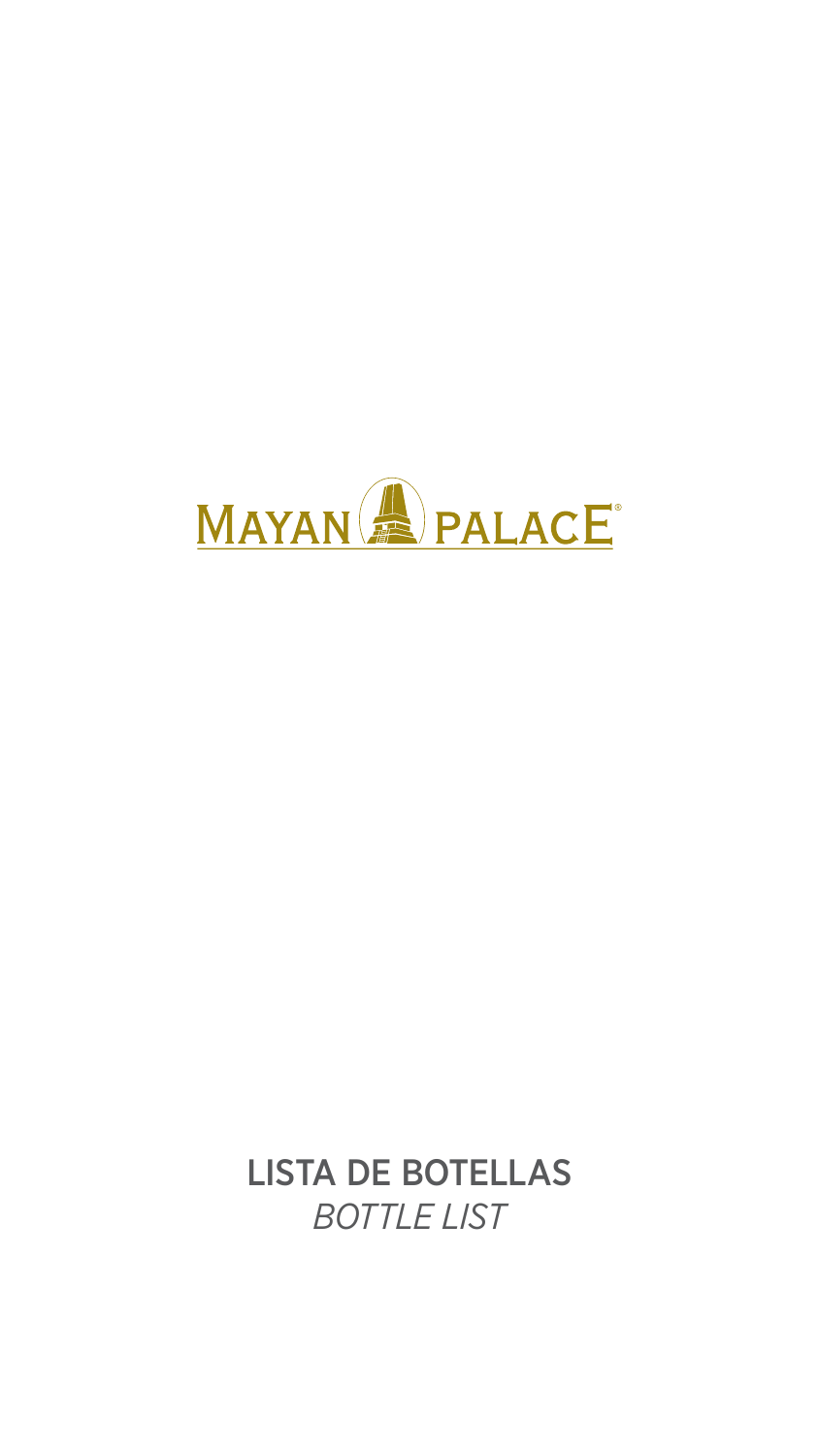# MAYAN PALACE®

## LISTA DE BOTELLAS

*BOTTLE LIST*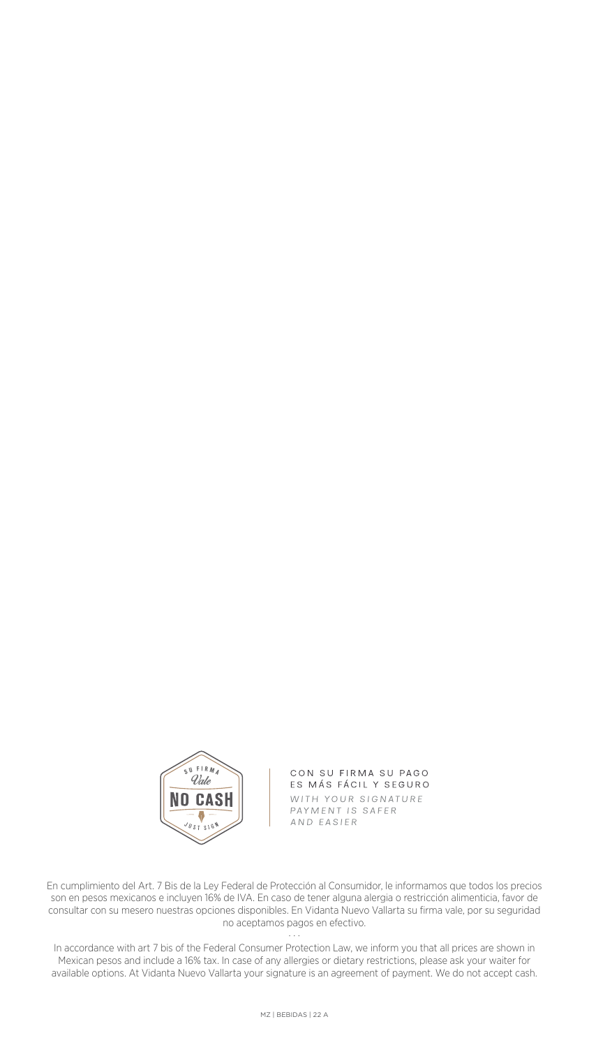SU FIRMA *Vale* NO CASH JUST SIGN

CON SU FIRMA SU PAGO ES MÁS FÁCIL Y SEGURO

*WITH YOUR SIGNATURE PAYMENT IS SAFER AND EASIER*

En cumplimiento del Art. 7 Bis de la Ley Federal de Protección al Consumidor, le informamos que todos los precios son en pesos mexicanos e incluyen 16% de IVA. En caso de tener alguna alergia o restricción alimenticia, favor de consultar con su mesero nuestras opciones disponibles. En Vidanta Nuevo Vallarta su firma vale, por su seguridad no aceptamos pagos en efectivo.

...

In accordance with art 7 bis of the Federal Consumer Protection Law, we inform you that all prices are shown in Mexican pesos and include a 16% tax. In case of any allergies or dietary restrictions, please ask your waiter for available options. At Vidanta Nuevo Vallarta your signature is an agreement of payment. We do not accept cash.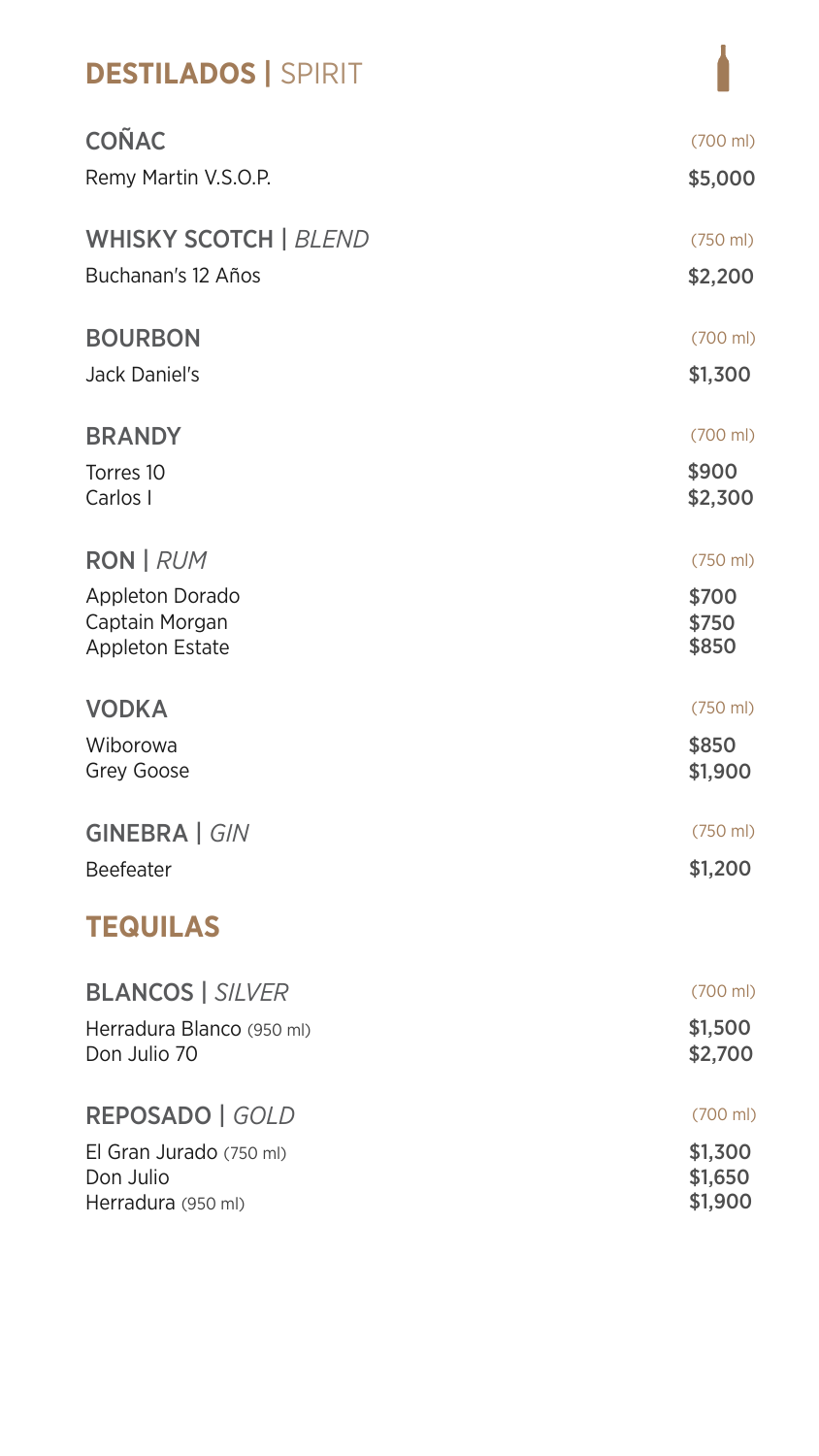# **DESTILADOS |** SPIRIT

## COÑAC

| | (700 ml) |
|---|---|
| Remy Martin V.S.O.P. | **$5,000** |

## WHISKY SCOTCH | *BLEND*

| | (750 ml) |
|---|---|
| Buchanan's 12 Años | **$2,200** |

## BOURBON

| | (700 ml) |
|---|---|
| Jack Daniel's | **$1,300** |

## BRANDY

| | (700 ml) |
|---|---|
| Torres 10 | **$900** |
| Carlos I | **$2,300** |

## RON | *RUM*

| | (750 ml) |
|---|---|
| Appleton Dorado | **$700** |
| Captain Morgan | **$750** |
| Appleton Estate | **$850** |

## VODKA

| | (750 ml) |
|---|---|
| Wiborowa | **$850** |
| Grey Goose | **$1,900** |

## GINEBRA | *GIN*

| | (750 ml) |
|---|---|
| Beefeater | **$1,200** |

# **TEQUILAS**

## BLANCOS | *SILVER*

| | (700 ml) |
|---|---|
| Herradura Blanco (950 ml) | **$1,500** |
| Don Julio 70 | **$2,700** |

## REPOSADO | *GOLD*

| | (700 ml) |
|---|---|
| El Gran Jurado (750 ml) | **$1,300** |
| Don Julio | **$1,650** |
| Herradura (950 ml) | **$1,900** |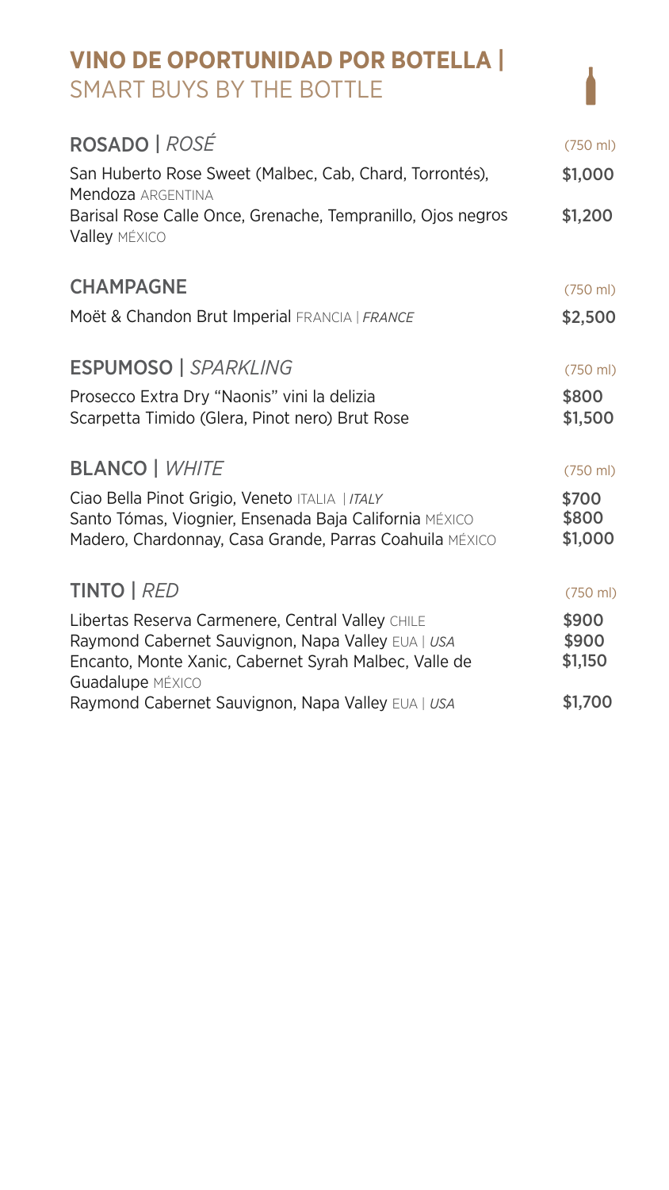# **VINO DE OPORTUNIDAD POR BOTELLA |** SMART BUYS BY THE BOTTLE

## ROSADO | *ROSÉ*

| | (750 ml) |
|---|---|
| San Huberto Rose Sweet (Malbec, Cab, Chard, Torrontés), Mendoza ARGENTINA | $1,000 |
| Barisal Rose Calle Once, Grenache, Tempranillo, Ojos negros Valley MÉXICO | $1,200 |

## CHAMPAGNE

| | (750 ml) |
|---|---|
| Moët & Chandon Brut Imperial FRANCIA \| *FRANCE* | $2,500 |

## ESPUMOSO | *SPARKLING*

| | (750 ml) |
|---|---|
| Prosecco Extra Dry "Naonis" vini la delizia | $800 |
| Scarpetta Timido (Glera, Pinot nero) Brut Rose | $1,500 |

## BLANCO | *WHITE*

| | (750 ml) |
|---|---|
| Ciao Bella Pinot Grigio, Veneto ITALIA \| *ITALY* | $700 |
| Santo Tómas, Viognier, Ensenada Baja California MÉXICO | $800 |
| Madero, Chardonnay, Casa Grande, Parras Coahuila MÉXICO | $1,000 |

## TINTO | *RED*

| | (750 ml) |
|---|---|
| Libertas Reserva Carmenere, Central Valley CHILE | $900 |
| Raymond Cabernet Sauvignon, Napa Valley EUA \| *USA* | $900 |
| Encanto, Monte Xanic, Cabernet Syrah Malbec, Valle de Guadalupe MÉXICO | $1,150 |
| Raymond Cabernet Sauvignon, Napa Valley EUA \| *USA* | $1,700 |